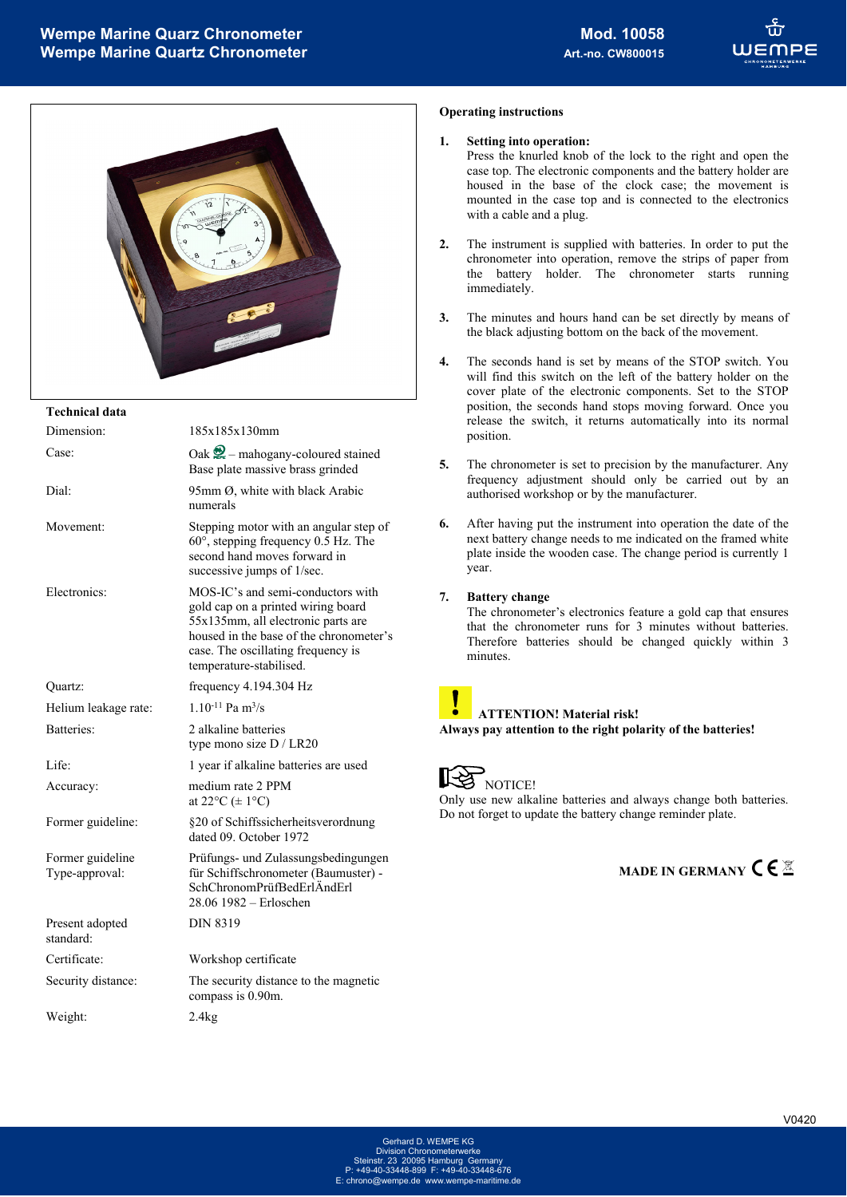# Wempe Marine Quarz Chronometer
# Wempe Marine Quartz Chronometer

**Mod. 10058**
**Art.-no. CW800015**

## Technical data

| | |
|---|---|
| Dimension: | 185x185x130mm |
| Case: | Oak – mahogany-coloured stained<br>Base plate massive brass grinded |
| Dial: | 95mm Ø, white with black Arabic numerals |
| Movement: | Stepping motor with an angular step of 60°, stepping frequency 0.5 Hz. The second hand moves forward in successive jumps of 1/sec. |
| Electronics: | MOS-IC's and semi-conductors with gold cap on a printed wiring board 55x135mm, all electronic parts are housed in the base of the chronometer's case. The oscillating frequency is temperature-stabilised. |
| Quartz: | frequency 4.194.304 Hz |
| Helium leakage rate: | $1.10^{-11}$ Pa $m^3/s$ |
| Batteries: | 2 alkaline batteries<br>type mono size D / LR20 |
| Life: | 1 year if alkaline batteries are used |
| Accuracy: | medium rate 2 PPM<br>at 22°C (± 1°C) |
| Former guideline: | §20 of Schiffssicherheitsverordnung dated 09. October 1972 |
| Former guideline Type-approval: | Prüfungs- und Zulassungsbedingungen für Schiffschronometer (Baumuster) - SchChronomPrüfBedErlÄndErl 28.06 1982 – Erloschen |
| Present adopted standard: | DIN 8319 |
| Certificate: | Workshop certificate |
| Security distance: | The security distance to the magnetic compass is 0.90m. |
| Weight: | 2.4kg |

## Operating instructions

1. **Setting into operation:**
   Press the knurled knob of the lock to the right and open the case top. The electronic components and the battery holder are housed in the base of the clock case; the movement is mounted in the case top and is connected to the electronics with a cable and a plug.

2. The instrument is supplied with batteries. In order to put the chronometer into operation, remove the strips of paper from the battery holder. The chronometer starts running immediately.

3. The minutes and hours hand can be set directly by means of the black adjusting bottom on the back of the movement.

4. The seconds hand is set by means of the STOP switch. You will find this switch on the left of the battery holder on the cover plate of the electronic components. Set to the STOP position, the seconds hand stops moving forward. Once you release the switch, it returns automatically into its normal position.

5. The chronometer is set to precision by the manufacturer. Any frequency adjustment should only be carried out by an authorised workshop or by the manufacturer.

6. After having put the instrument into operation the date of the next battery change needs to me indicated on the framed white plate inside the wooden case. The change period is currently 1 year.

7. **Battery change**
   The chronometer's electronics feature a gold cap that ensures that the chronometer runs for 3 minutes without batteries. Therefore batteries should be changed quickly within 3 minutes.

**ATTENTION! Material risk!**
**Always pay attention to the right polarity of the batteries!**

NOTICE!
Only use new alkaline batteries and always change both batteries. Do not forget to update the battery change reminder plate.

**MADE IN GERMANY** CE

V0420

Gerhard D. WEMPE KG
Division Chronometerwerke
Steinstr. 23 20095 Hamburg Germany
P: +49-40-33448-899 F: +49-40-33448-676
E: chrono@wempe.de www.wempe-maritime.de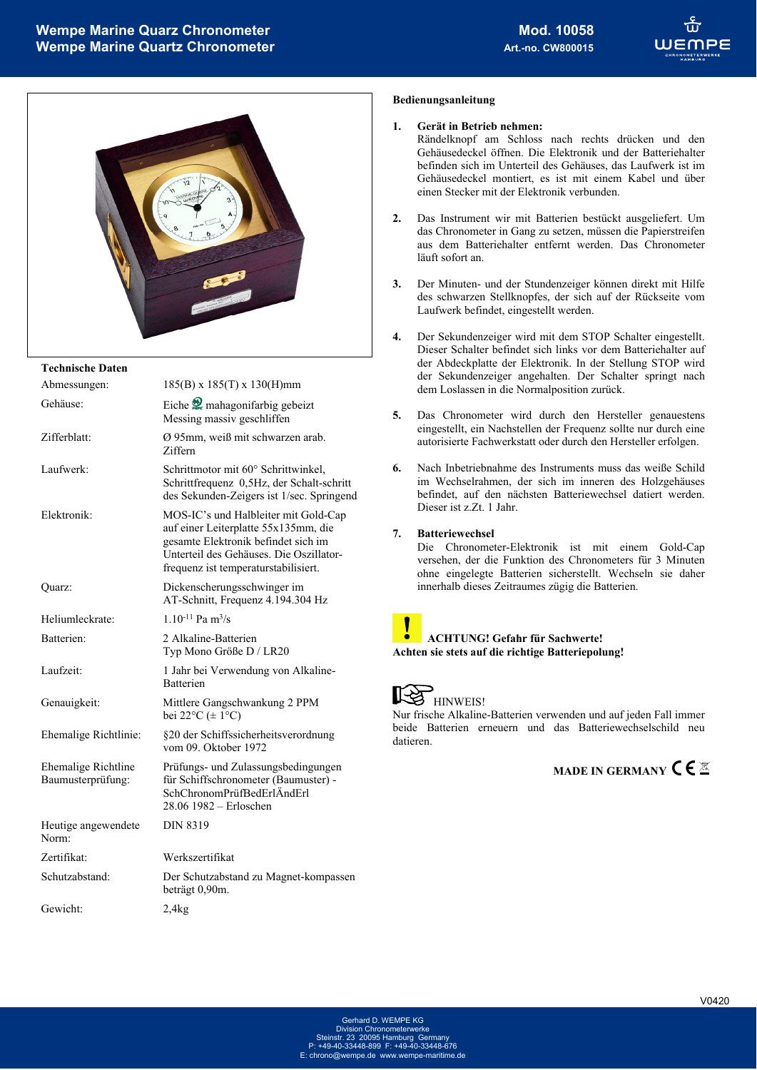# Wempe Marine Quarz Chronometer
# Wempe Marine Quartz Chronometer

**Mod. 10058**
**Art.-no. CW800015**

## Technische Daten

| | |
|---|---|
| Abmessungen: | 185(B) x 185(T) x 130(H)mm |
| Gehäuse: | Eiche mahagonifarbig gebeizt Messing massiv geschliffen |
| Zifferblatt: | Ø 95mm, weiß mit schwarzen arab. Ziffern |
| Laufwerk: | Schrittmotor mit 60° Schrittwinkel, Schrittfrequenz 0,5Hz, der Schalt-schritt des Sekunden-Zeigers ist 1/sec. Springend |
| Elektronik: | MOS-IC's und Halbleiter mit Gold-Cap auf einer Leiterplatte 55x135mm, die gesamte Elektronik befindet sich im Unterteil des Gehäuses. Die Oszillator-frequenz ist temperaturstabilisiert. |
| Quarz: | Dickenscherungsschwinger im AT-Schnitt, Frequenz 4.194.304 Hz |
| Heliumleckrate: | $1.10^{-11}$ Pa $m^3$/s |
| Batterien: | 2 Alkaline-Batterien Typ Mono Größe D / LR20 |
| Laufzeit: | 1 Jahr bei Verwendung von Alkaline-Batterien |
| Genauigkeit: | Mittlere Gangschwankung 2 PPM bei 22°C (± 1°C) |
| Ehemalige Richtlinie: | §20 der Schiffssicherheitsverordnung vom 09. Oktober 1972 |
| Ehemalige Richtline Baumusterprüfung: | Prüfungs- und Zulassungsbedingungen für Schiffschronometer (Baumuster) - SchChronomPrüfBedErlÄndErl 28.06 1982 – Erloschen |
| Heutige angewendete Norm: | DIN 8319 |
| Zertifikat: | Werkszertifikat |
| Schutzabstand: | Der Schutzabstand zu Magnet-kompassen beträgt 0,90m. |
| Gewicht: | 2,4kg |

## Bedienungsanleitung

1. **Gerät in Betrieb nehmen:**
   Rändelknopf am Schloss nach rechts drücken und den Gehäusedeckel öffnen. Die Elektronik und der Batteriehalter befinden sich im Unterteil des Gehäuses, das Laufwerk ist im Gehäusedeckel montiert, es ist mit einem Kabel und über einen Stecker mit der Elektronik verbunden.

2. Das Instrument wir mit Batterien bestückt ausgeliefert. Um das Chronometer in Gang zu setzen, müssen die Papierstreifen aus dem Batteriehalter entfernt werden. Das Chronometer läuft sofort an.

3. Der Minuten- und der Stundenzeiger können direkt mit Hilfe des schwarzen Stellknopfes, der sich auf der Rückseite vom Laufwerk befindet, eingestellt werden.

4. Der Sekundenzeiger wird mit dem STOP Schalter eingestellt. Dieser Schalter befindet sich links vor dem Batteriehalter auf der Abdeckplatte der Elektronik. In der Stellung STOP wird der Sekundenzeiger angehalten. Der Schalter springt nach dem Loslassen in die Normalposition zurück.

5. Das Chronometer wird durch den Hersteller genauestens eingestellt, ein Nachstellen der Frequenz sollte nur durch eine autorisierte Fachwerkstatt oder durch den Hersteller erfolgen.

6. Nach Inbetriebnahme des Instruments muss das weiße Schild im Wechselrahmen, der sich im inneren des Holzgehäuses befindet, auf den nächsten Batteriewechsel datiert werden. Dieser ist z.Zt. 1 Jahr.

7. **Batteriewechsel**
   Die Chronometer-Elektronik ist mit einem Gold-Cap versehen, der die Funktion des Chronometers für 3 Minuten ohne eingelegte Batterien sicherstellt. Wechseln sie daher innerhalb dieses Zeitraumes zügig die Batterien.

**ACHTUNG! Gefahr für Sachwerte!**
**Achten sie stets auf die richtige Batteriepolung!**

HINWEIS!
Nur frische Alkaline-Batterien verwenden und auf jeden Fall immer beide Batterien erneuern und das Batteriewechselschild neu datieren.

**MADE IN GERMANY** CE

V0420

Gerhard D. WEMPE KG
Division Chronometerwerke
Steinstr. 23 20095 Hamburg Germany
P: +49-40-33448-899 F: +49-40-33448-676
E: chrono@wempe.de www.wempe-maritime.de